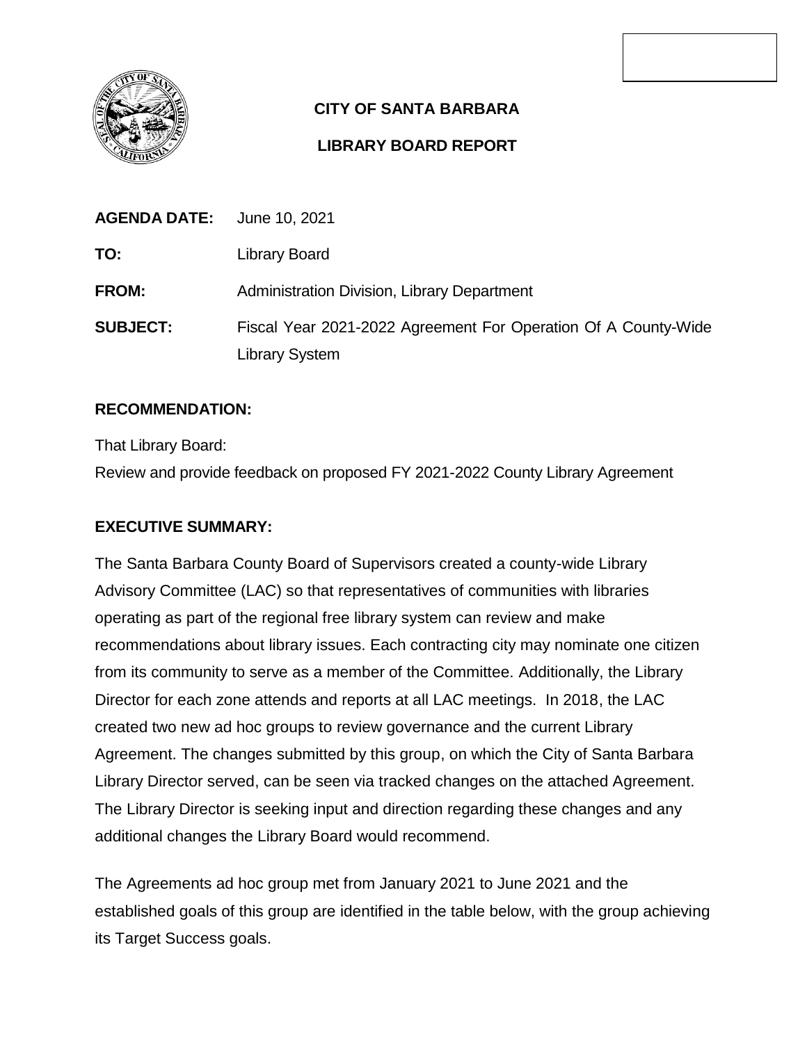**CITY OF SANTA BARBARA**

**LIBRARY BOARD REPORT**

**AGENDA DATE:** June 10, 2021

**TO:** Library Board

**FROM:** Administration Division, Library Department

**SUBJECT:** Fiscal Year 2021-2022 Agreement For Operation Of A County-Wide Library System

## RECOMMENDATION:

That Library Board:

Review and provide feedback on proposed FY 2021-2022 County Library Agreement

## EXECUTIVE SUMMARY:

The Santa Barbara County Board of Supervisors created a county-wide Library Advisory Committee (LAC) so that representatives of communities with libraries operating as part of the regional free library system can review and make recommendations about library issues. Each contracting city may nominate one citizen from its community to serve as a member of the Committee. Additionally, the Library Director for each zone attends and reports at all LAC meetings. In 2018, the LAC created two new ad hoc groups to review governance and the current Library Agreement. The changes submitted by this group, on which the City of Santa Barbara Library Director served, can be seen via tracked changes on the attached Agreement. The Library Director is seeking input and direction regarding these changes and any additional changes the Library Board would recommend.

The Agreements ad hoc group met from January 2021 to June 2021 and the established goals of this group are identified in the table below, with the group achieving its Target Success goals.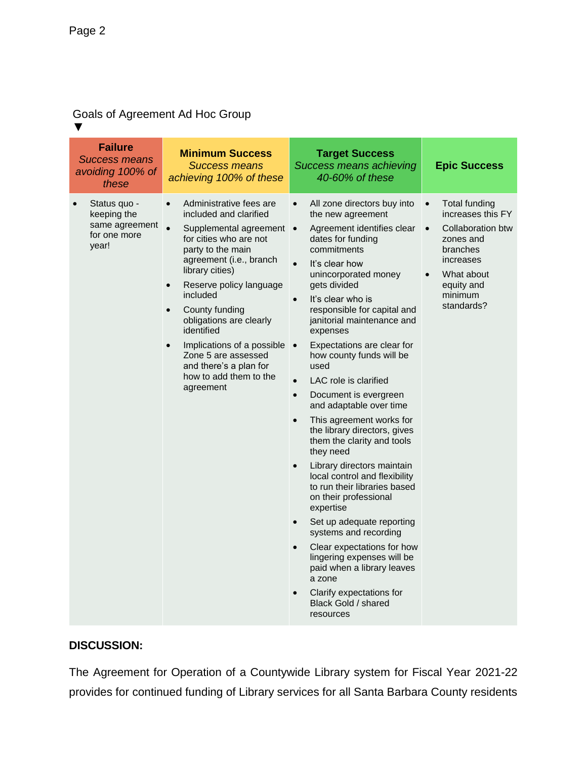Goals of Agreement Ad Hoc Group
▼

| **Failure** *Success means avoiding 100% of these* | **Minimum Success** *Success means achieving 100% of these* | **Target Success** *Success means achieving 40-60% of these* | **Epic Success** |
|---|---|---|---|
| • Status quo - keeping the same agreement for one more year! | • Administrative fees are included and clarified<br>• Supplemental agreement for cities who are not party to the main agreement (i.e., branch library cities)<br>• Reserve policy language included<br>• County funding obligations are clearly identified<br>• Implications of a possible Zone 5 are assessed and there's a plan for how to add them to the agreement | • All zone directors buy into the new agreement<br>• Agreement identifies clear dates for funding commitments<br>• It's clear how unincorporated money gets divided<br>• It's clear who is responsible for capital and janitorial maintenance and expenses<br>• Expectations are clear for how county funds will be used<br>• LAC role is clarified<br>• Document is evergreen and adaptable over time<br>• This agreement works for the library directors, gives them the clarity and tools they need<br>• Library directors maintain local control and flexibility to run their libraries based on their professional expertise<br>• Set up adequate reporting systems and recording<br>• Clear expectations for how lingering expenses will be paid when a library leaves a zone<br>• Clarify expectations for Black Gold / shared resources | • Total funding increases this FY<br>• Collaboration btw zones and branches increases<br>• What about equity and minimum standards? |

**DISCUSSION:**

The Agreement for Operation of a Countywide Library system for Fiscal Year 2021-22 provides for continued funding of Library services for all Santa Barbara County residents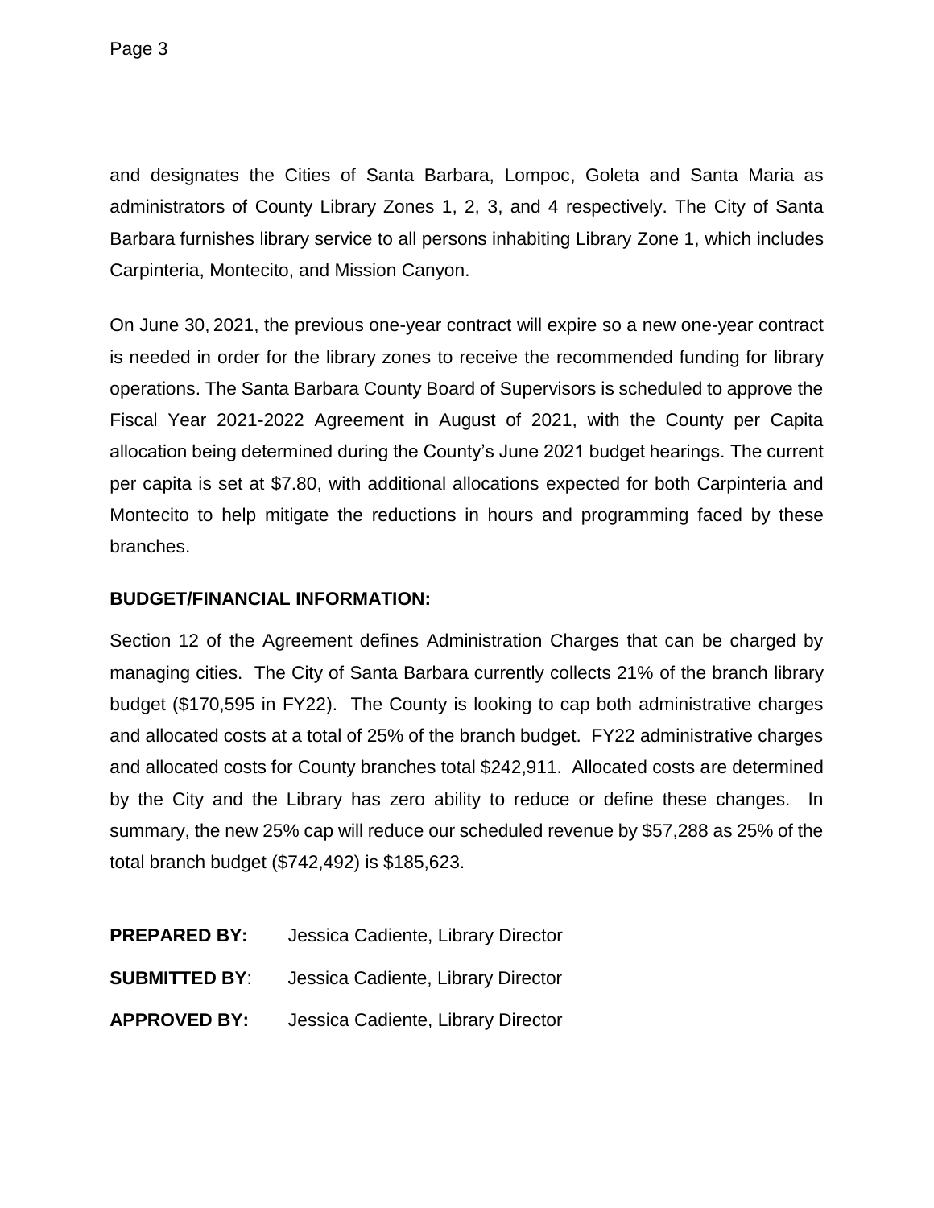and designates the Cities of Santa Barbara, Lompoc, Goleta and Santa Maria as administrators of County Library Zones 1, 2, 3, and 4 respectively. The City of Santa Barbara furnishes library service to all persons inhabiting Library Zone 1, which includes Carpinteria, Montecito, and Mission Canyon.

On June 30, 2021, the previous one-year contract will expire so a new one-year contract is needed in order for the library zones to receive the recommended funding for library operations. The Santa Barbara County Board of Supervisors is scheduled to approve the Fiscal Year 2021-2022 Agreement in August of 2021, with the County per Capita allocation being determined during the County's June 2021 budget hearings. The current per capita is set at $7.80, with additional allocations expected for both Carpinteria and Montecito to help mitigate the reductions in hours and programming faced by these branches.

**BUDGET/FINANCIAL INFORMATION:**

Section 12 of the Agreement defines Administration Charges that can be charged by managing cities. The City of Santa Barbara currently collects 21% of the branch library budget ($170,595 in FY22). The County is looking to cap both administrative charges and allocated costs at a total of 25% of the branch budget. FY22 administrative charges and allocated costs for County branches total $242,911. Allocated costs are determined by the City and the Library has zero ability to reduce or define these changes. In summary, the new 25% cap will reduce our scheduled revenue by $57,288 as 25% of the total branch budget ($742,492) is $185,623.

**PREPARED BY:** Jessica Cadiente, Library Director

**SUBMITTED BY**: Jessica Cadiente, Library Director

**APPROVED BY:** Jessica Cadiente, Library Director